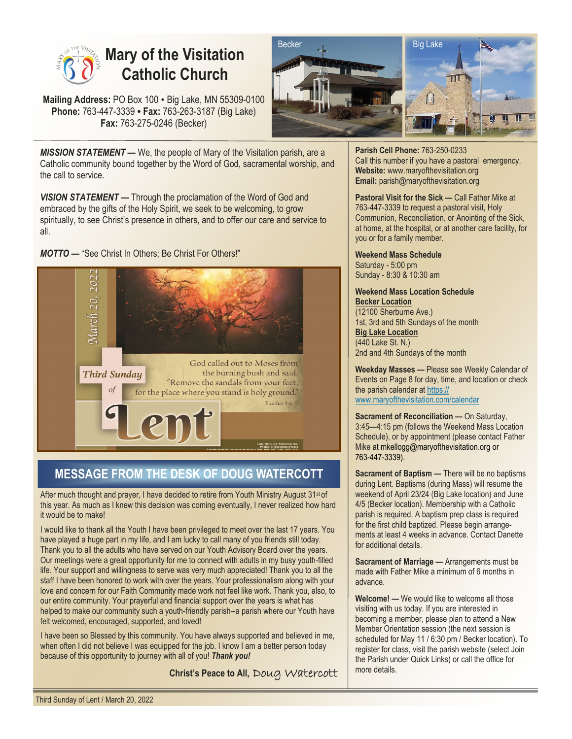# Mary of the Visitation Catholic Church

**Mailing Address:** PO Box 100 • Big Lake, MN 55309-0100
**Phone:** 763-447-3339 • **Fax:** 763-263-3187 (Big Lake)
**Fax:** 763-275-0246 (Becker)

Becker

Big Lake

***MISSION STATEMENT —*** We, the people of Mary of the Visitation parish, are a Catholic community bound together by the Word of God, sacramental worship, and the call to service.

***VISION STATEMENT —*** Through the proclamation of the Word of God and embraced by the gifts of the Holy Spirit, we seek to be welcoming, to grow spiritually, to see Christ's presence in others, and to offer our care and service to all.

***MOTTO —*** "See Christ In Others; Be Christ For Others!"

March 20, 2022

*Third Sunday of* **Lent**

God called out to Moses from the burning bush and said, "Remove the sandals from your feet, for the place where you stand is holy ground." Exodus 3:4, 5

## MESSAGE FROM THE DESK OF DOUG WATERCOTT

After much thought and prayer, I have decided to retire from Youth Ministry August 31st of this year. As much as I knew this decision was coming eventually, I never realized how hard it would be to make!

I would like to thank all the Youth I have been privileged to meet over the last 17 years. You have played a huge part in my life, and I am lucky to call many of you friends still today. Thank you to all the adults who have served on our Youth Advisory Board over the years. Our meetings were a great opportunity for me to connect with adults in my busy youth-filled life. Your support and willingness to serve was very much appreciated! Thank you to all the staff I have been honored to work with over the years. Your professionalism along with your love and concern for our Faith Community made work not feel like work. Thank you, also, to our entire community. Your prayerful and financial support over the years is what has helped to make our community such a youth-friendly parish--a parish where our Youth have felt welcomed, encouraged, supported, and loved!

I have been so Blessed by this community. You have always supported and believed in me, when often I did not believe I was equipped for the job. I know I am a better person today because of this opportunity to journey with all of you! ***Thank you!***

**Christ's Peace to All,** Doug Watercott

**Parish Cell Phone:** 763-250-0233
Call this number if you have a pastoral emergency.
**Website:** www.maryofthevisitation.org
**Email:** parish@maryofthevisitation.org

**Pastoral Visit for the Sick —** Call Father Mike at 763-447-3339 to request a pastoral visit, Holy Communion, Reconciliation, or Anointing of the Sick, at home, at the hospital, or at another care facility, for you or for a family member.

**Weekend Mass Schedule**
Saturday - 5:00 pm
Sunday - 8:30 & 10:30 am

**Weekend Mass Location Schedule**
**Becker Location**
(12100 Sherburne Ave.)
1st, 3rd and 5th Sundays of the month
**Big Lake Location**
(440 Lake St. N.)
2nd and 4th Sundays of the month

**Weekday Masses —** Please see Weekly Calendar of Events on Page 8 for day, time, and location or check the parish calendar at https://www.maryofthevisitation.com/calendar

**Sacrament of Reconciliation —** On Saturday, 3:45—4:15 pm (follows the Weekend Mass Location Schedule), or by appointment (please contact Father Mike at mkellogg@maryofthevisitation.org or 763-447-3339).

**Sacrament of Baptism —** There will be no baptisms during Lent. Baptisms (during Mass) will resume the weekend of April 23/24 (Big Lake location) and June 4/5 (Becker location). Membership with a Catholic parish is required. A baptism prep class is required for the first child baptized. Please begin arrangements at least 4 weeks in advance. Contact Danette for additional details.

**Sacrament of Marriage —** Arrangements must be made with Father Mike a minimum of 6 months in advance.

**Welcome! —** We would like to welcome all those visiting with us today. If you are interested in becoming a member, please plan to attend a New Member Orientation session (the next session is scheduled for May 11 / 6:30 pm / Becker location). To register for class, visit the parish website (select Join the Parish under Quick Links) or call the office for more details.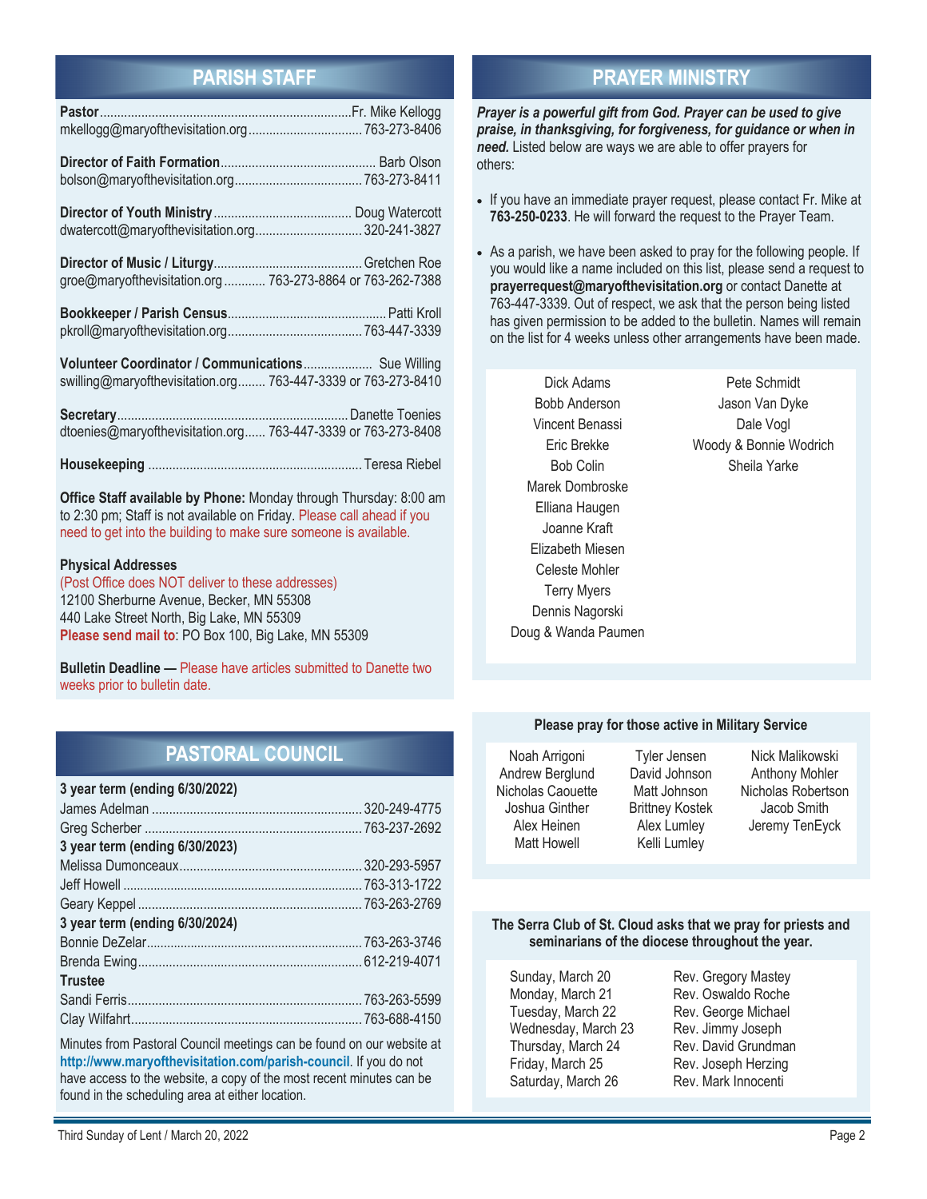## PARISH STAFF

**Pastor** ........ Fr. Mike Kellogg
mkellogg@maryofthevisitation.org ........ 763-273-8406

**Director of Faith Formation** ........ Barb Olson
bolson@maryofthevisitation.org ........ 763-273-8411

**Director of Youth Ministry** ........ Doug Watercott
dwatercott@maryofthevisitation.org ........ 320-241-3827

**Director of Music / Liturgy** ........ Gretchen Roe
groe@maryofthevisitation.org ........ 763-273-8864 or 763-262-7388

**Bookkeeper / Parish Census** ........ Patti Kroll
pkroll@maryofthevisitation.org ........ 763-447-3339

**Volunteer Coordinator / Communications** ........ Sue Willing
swilling@maryofthevisitation.org ........ 763-447-3339 or 763-273-8410

**Secretary** ........ Danette Toenies
dtoenies@maryofthevisitation.org ...... 763-447-3339 or 763-273-8408

**Housekeeping** ........ Teresa Riebel

**Office Staff available by Phone:** Monday through Thursday: 8:00 am to 2:30 pm; Staff is not available on Friday. Please call ahead if you need to get into the building to make sure someone is available.

**Physical Addresses**
(Post Office does NOT deliver to these addresses)
12100 Sherburne Avenue, Becker, MN 55308
440 Lake Street North, Big Lake, MN 55309
**Please send mail to**: PO Box 100, Big Lake, MN 55309

**Bulletin Deadline —** Please have articles submitted to Danette two weeks prior to bulletin date.

## PASTORAL COUNCIL

**3 year term (ending 6/30/2022)**
James Adelman ........ 320-249-4775
Greg Scherber ........ 763-237-2692

**3 year term (ending 6/30/2023)**
Melissa Dumonceaux ........ 320-293-5957
Jeff Howell ........ 763-313-1722
Geary Keppel ........ 763-263-2769

**3 year term (ending 6/30/2024)**
Bonnie DeZelar ........ 763-263-3746
Brenda Ewing ........ 612-219-4071

**Trustee**
Sandi Ferris ........ 763-263-5599
Clay Wilfahrt ........ 763-688-4150

Minutes from Pastoral Council meetings can be found on our website at **http://www.maryofthevisitation.com/parish-council**. If you do not have access to the website, a copy of the most recent minutes can be found in the scheduling area at either location.

## PRAYER MINISTRY

***Prayer is a powerful gift from God. Prayer can be used to give praise, in thanksgiving, for forgiveness, for guidance or when in need.*** Listed below are ways we are able to offer prayers for others:

- If you have an immediate prayer request, please contact Fr. Mike at **763-250-0233**. He will forward the request to the Prayer Team.
- As a parish, we have been asked to pray for the following people. If you would like a name included on this list, please send a request to **prayerrequest@maryofthevisitation.org** or contact Danette at 763-447-3339. Out of respect, we ask that the person being listed has given permission to be added to the bulletin. Names will remain on the list for 4 weeks unless other arrangements have been made.

Dick Adams
Bobb Anderson
Vincent Benassi
Eric Brekke
Bob Colin
Marek Dombroske
Elliana Haugen
Joanne Kraft
Elizabeth Miesen
Celeste Mohler
Terry Myers
Dennis Nagorski
Doug & Wanda Paumen
Pete Schmidt
Jason Van Dyke
Dale Vogl
Woody & Bonnie Wodrich
Sheila Yarke

**Please pray for those active in Military Service**

Noah Arrigoni
Andrew Berglund
Nicholas Caouette
Joshua Ginther
Alex Heinen
Matt Howell
Tyler Jensen
David Johnson
Matt Johnson
Brittney Kostek
Alex Lumley
Kelli Lumley
Nick Malikowski
Anthony Mohler
Nicholas Robertson
Jacob Smith
Jeremy TenEyck

**The Serra Club of St. Cloud asks that we pray for priests and seminarians of the diocese throughout the year.**

| | |
|---|---|
| Sunday, March 20 | Rev. Gregory Mastey |
| Monday, March 21 | Rev. Oswaldo Roche |
| Tuesday, March 22 | Rev. George Michael |
| Wednesday, March 23 | Rev. Jimmy Joseph |
| Thursday, March 24 | Rev. David Grundman |
| Friday, March 25 | Rev. Joseph Herzing |
| Saturday, March 26 | Rev. Mark Innocenti |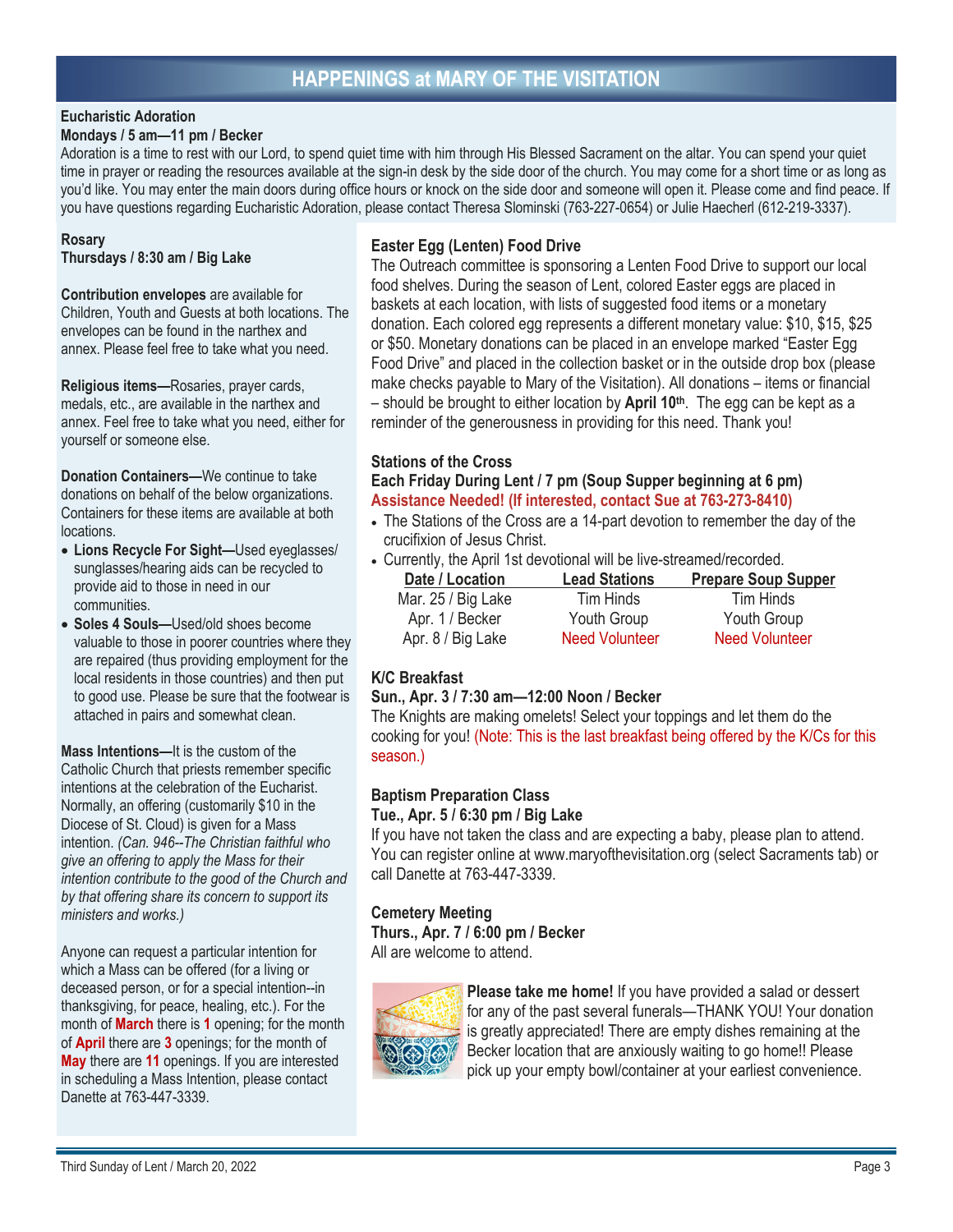# HAPPENINGS at MARY OF THE VISITATION

**Eucharistic Adoration**
**Mondays / 5 am—11 pm / Becker**

Adoration is a time to rest with our Lord, to spend quiet time with him through His Blessed Sacrament on the altar. You can spend your quiet time in prayer or reading the resources available at the sign-in desk by the side door of the church. You may come for a short time or as long as you'd like. You may enter the main doors during office hours or knock on the side door and someone will open it. Please come and find peace. If you have questions regarding Eucharistic Adoration, please contact Theresa Slominski (763-227-0654) or Julie Haecherl (612-219-3337).

**Rosary**
**Thursdays / 8:30 am / Big Lake**

**Contribution envelopes** are available for Children, Youth and Guests at both locations. The envelopes can be found in the narthex and annex. Please feel free to take what you need.

**Religious items—**Rosaries, prayer cards, medals, etc., are available in the narthex and annex. Feel free to take what you need, either for yourself or someone else.

**Donation Containers—**We continue to take donations on behalf of the below organizations. Containers for these items are available at both locations.

- **Lions Recycle For Sight—**Used eyeglasses/ sunglasses/hearing aids can be recycled to provide aid to those in need in our communities.
- **Soles 4 Souls—**Used/old shoes become valuable to those in poorer countries where they are repaired (thus providing employment for the local residents in those countries) and then put to good use. Please be sure that the footwear is attached in pairs and somewhat clean.

**Mass Intentions—**It is the custom of the Catholic Church that priests remember specific intentions at the celebration of the Eucharist. Normally, an offering (customarily $10 in the Diocese of St. Cloud) is given for a Mass intention. *(Can. 946--The Christian faithful who give an offering to apply the Mass for their intention contribute to the good of the Church and by that offering share its concern to support its ministers and works.)*

Anyone can request a particular intention for which a Mass can be offered (for a living or deceased person, or for a special intention--in thanksgiving, for peace, healing, etc.). For the month of **March** there is **1** opening; for the month of **April** there are **3** openings; for the month of **May** there are **11** openings. If you are interested in scheduling a Mass Intention, please contact Danette at 763-447-3339.

**Easter Egg (Lenten) Food Drive**

The Outreach committee is sponsoring a Lenten Food Drive to support our local food shelves. During the season of Lent, colored Easter eggs are placed in baskets at each location, with lists of suggested food items or a monetary donation. Each colored egg represents a different monetary value: $10, $15, $25 or $50. Monetary donations can be placed in an envelope marked "Easter Egg Food Drive" and placed in the collection basket or in the outside drop box (please make checks payable to Mary of the Visitation). All donations – items or financial – should be brought to either location by **April 10th**. The egg can be kept as a reminder of the generousness in providing for this need. Thank you!

**Stations of the Cross**
**Each Friday During Lent / 7 pm (Soup Supper beginning at 6 pm)**
**Assistance Needed! (If interested, contact Sue at 763-273-8410)**

- The Stations of the Cross are a 14-part devotion to remember the day of the crucifixion of Jesus Christ.
- Currently, the April 1st devotional will be live-streamed/recorded.

| Date / Location | Lead Stations | Prepare Soup Supper |
|---|---|---|
| Mar. 25 / Big Lake | Tim Hinds | Tim Hinds |
| Apr. 1 / Becker | Youth Group | Youth Group |
| Apr. 8 / Big Lake | Need Volunteer | Need Volunteer |

**K/C Breakfast**
**Sun., Apr. 3 / 7:30 am—12:00 Noon / Becker**

The Knights are making omelets! Select your toppings and let them do the cooking for you! (Note: This is the last breakfast being offered by the K/Cs for this season.)

**Baptism Preparation Class**
**Tue., Apr. 5 / 6:30 pm / Big Lake**

If you have not taken the class and are expecting a baby, please plan to attend. You can register online at www.maryofthevisitation.org (select Sacraments tab) or call Danette at 763-447-3339.

**Cemetery Meeting**
**Thurs., Apr. 7 / 6:00 pm / Becker**

All are welcome to attend.

**Please take me home!** If you have provided a salad or dessert for any of the past several funerals—THANK YOU! Your donation is greatly appreciated! There are empty dishes remaining at the Becker location that are anxiously waiting to go home!! Please pick up your empty bowl/container at your earliest convenience.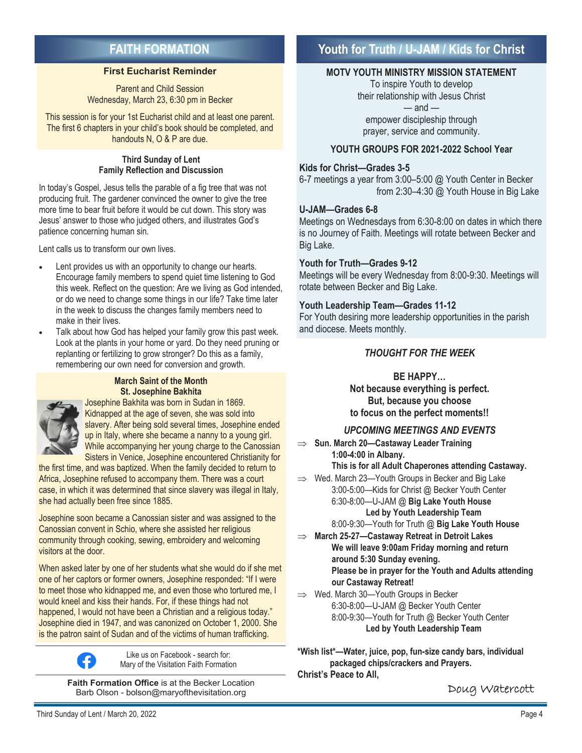# FAITH FORMATION

### First Eucharist Reminder

Parent and Child Session
Wednesday, March 23, 6:30 pm in Becker

This session is for your 1st Eucharist child and at least one parent. The first 6 chapters in your child's book should be completed, and handouts N, O & P are due.

### Third Sunday of Lent
### Family Reflection and Discussion

In today's Gospel, Jesus tells the parable of a fig tree that was not producing fruit. The gardener convinced the owner to give the tree more time to bear fruit before it would be cut down. This story was Jesus' answer to those who judged others, and illustrates God's patience concerning human sin.

Lent calls us to transform our own lives.

- Lent provides us with an opportunity to change our hearts. Encourage family members to spend quiet time listening to God this week. Reflect on the question: Are we living as God intended, or do we need to change some things in our life? Take time later in the week to discuss the changes family members need to make in their lives.
- Talk about how God has helped your family grow this past week. Look at the plants in your home or yard. Do they need pruning or replanting or fertilizing to grow stronger? Do this as a family, remembering our own need for conversion and growth.

### March Saint of the Month
### St. Josephine Bakhita

Josephine Bakhita was born in Sudan in 1869. Kidnapped at the age of seven, she was sold into slavery. After being sold several times, Josephine ended up in Italy, where she became a nanny to a young girl. While accompanying her young charge to the Canossian Sisters in Venice, Josephine encountered Christianity for the first time, and was baptized. When the family decided to return to Africa, Josephine refused to accompany them. There was a court case, in which it was determined that since slavery was illegal in Italy, she had actually been free since 1885.

Josephine soon became a Canossian sister and was assigned to the Canossian convent in Schio, where she assisted her religious community through cooking, sewing, embroidery and welcoming visitors at the door.

When asked later by one of her students what she would do if she met one of her captors or former owners, Josephine responded: "If I were to meet those who kidnapped me, and even those who tortured me, I would kneel and kiss their hands. For, if these things had not happened, I would not have been a Christian and a religious today." Josephine died in 1947, and was canonized on October 1, 2000. She is the patron saint of Sudan and of the victims of human trafficking.

Like us on Facebook - search for:
Mary of the Visitation Faith Formation

**Faith Formation Office** is at the Becker Location
Barb Olson - bolson@maryofthevisitation.org

# Youth for Truth / U-JAM / Kids for Christ

### MOTV YOUTH MINISTRY MISSION STATEMENT

To inspire Youth to develop
their relationship with Jesus Christ
— and —
empower discipleship through
prayer, service and community.

### YOUTH GROUPS FOR 2021-2022 School Year

**Kids for Christ—Grades 3-5**
6-7 meetings a year from 3:00–5:00 @ Youth Center in Becker
from 2:30–4:30 @ Youth House in Big Lake

**U-JAM—Grades 6-8**
Meetings on Wednesdays from 6:30-8:00 on dates in which there is no Journey of Faith. Meetings will rotate between Becker and Big Lake.

**Youth for Truth—Grades 9-12**
Meetings will be every Wednesday from 8:00-9:30. Meetings will rotate between Becker and Big Lake.

**Youth Leadership Team—Grades 11-12**
For Youth desiring more leadership opportunities in the parish and diocese. Meets monthly.

### *THOUGHT FOR THE WEEK*

**BE HAPPY…**
**Not because everything is perfect.**
**But, because you choose**
**to focus on the perfect moments!!**

### *UPCOMING MEETINGS AND EVENTS*

- **Sun. March 20—Castaway Leader Training**
  **1:00-4:00 in Albany.**
  **This is for all Adult Chaperones attending Castaway.**
- Wed. March 23—Youth Groups in Becker and Big Lake
  3:00-5:00—Kids for Christ @ Becker Youth Center
  6:30-8:00—U-JAM @ **Big Lake Youth House**
  **Led by Youth Leadership Team**
  8:00-9:30—Youth for Truth @ **Big Lake Youth House**
- **March 25-27—Castaway Retreat in Detroit Lakes**
  **We will leave 9:00am Friday morning and return around 5:30 Sunday evening.**
  **Please be in prayer for the Youth and Adults attending our Castaway Retreat!**
- Wed. March 30—Youth Groups in Becker
  6:30-8:00—U-JAM @ Becker Youth Center
  8:00-9:30—Youth for Truth @ Becker Youth Center
  **Led by Youth Leadership Team**

**\*Wish list\*—Water, juice, pop, fun-size candy bars, individual packaged chips/crackers and Prayers.**
**Christ's Peace to All,**

Doug Watercott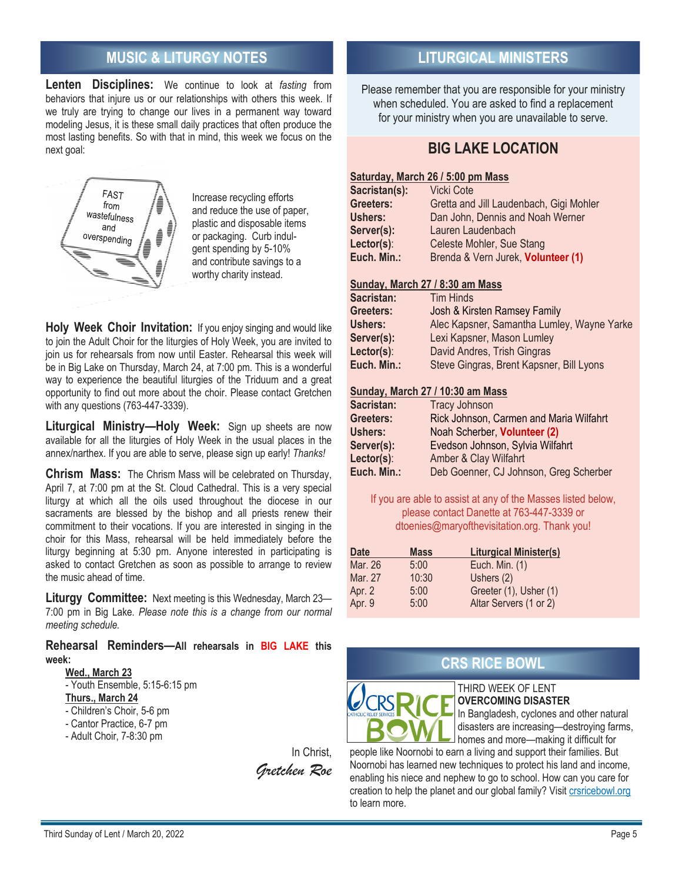## MUSIC & LITURGY NOTES

**Lenten Disciplines:** We continue to look at *fasting* from behaviors that injure us or our relationships with others this week. If we truly are trying to change our lives in a permanent way toward modeling Jesus, it is these small daily practices that often produce the most lasting benefits. So with that in mind, this week we focus on the next goal:

FAST from wastefulness and overspending

Increase recycling efforts and reduce the use of paper, plastic and disposable items or packaging. Curb indulgent spending by 5-10% and contribute savings to a worthy charity instead.

**Holy Week Choir Invitation:** If you enjoy singing and would like to join the Adult Choir for the liturgies of Holy Week, you are invited to join us for rehearsals from now until Easter. Rehearsal this week will be in Big Lake on Thursday, March 24, at 7:00 pm. This is a wonderful way to experience the beautiful liturgies of the Triduum and a great opportunity to find out more about the choir. Please contact Gretchen with any questions (763-447-3339).

**Liturgical Ministry—Holy Week:** Sign up sheets are now available for all the liturgies of Holy Week in the usual places in the annex/narthex. If you are able to serve, please sign up early! *Thanks!*

**Chrism Mass:** The Chrism Mass will be celebrated on Thursday, April 7, at 7:00 pm at the St. Cloud Cathedral. This is a very special liturgy at which all the oils used throughout the diocese in our sacraments are blessed by the bishop and all priests renew their commitment to their vocations. If you are interested in singing in the choir for this Mass, rehearsal will be held immediately before the liturgy beginning at 5:30 pm. Anyone interested in participating is asked to contact Gretchen as soon as possible to arrange to review the music ahead of time.

**Liturgy Committee:** Next meeting is this Wednesday, March 23—7:00 pm in Big Lake. *Please note this is a change from our normal meeting schedule.*

**Rehearsal Reminders—All rehearsals in BIG LAKE this week:**

**Wed., March 23**
- Youth Ensemble, 5:15-6:15 pm

**Thurs., March 24**
- Children's Choir, 5-6 pm
- Cantor Practice, 6-7 pm
- Adult Choir, 7-8:30 pm

In Christ,
*Gretchen Roe*

## LITURGICAL MINISTERS

Please remember that you are responsible for your ministry when scheduled. You are asked to find a replacement for your ministry when you are unavailable to serve.

### BIG LAKE LOCATION

**Saturday, March 26 / 5:00 pm Mass**

| | |
|---|---|
| **Sacristan(s):** | Vicki Cote |
| **Greeters:** | Gretta and Jill Laudenbach, Gigi Mohler |
| **Ushers:** | Dan John, Dennis and Noah Werner |
| **Server(s):** | Lauren Laudenbach |
| **Lector(s):** | Celeste Mohler, Sue Stang |
| **Euch. Min.:** | Brenda & Vern Jurek, **Volunteer (1)** |

**Sunday, March 27 / 8:30 am Mass**

| | |
|---|---|
| **Sacristan:** | Tim Hinds |
| **Greeters:** | Josh & Kirsten Ramsey Family |
| **Ushers:** | Alec Kapsner, Samantha Lumley, Wayne Yarke |
| **Server(s):** | Lexi Kapsner, Mason Lumley |
| **Lector(s):** | David Andres, Trish Gingras |
| **Euch. Min.:** | Steve Gingras, Brent Kapsner, Bill Lyons |

**Sunday, March 27 / 10:30 am Mass**

| | |
|---|---|
| **Sacristan:** | Tracy Johnson |
| **Greeters:** | Rick Johnson, Carmen and Maria Wilfahrt |
| **Ushers:** | Noah Scherber, **Volunteer (2)** |
| **Server(s):** | Evedson Johnson, Sylvia Wilfahrt |
| **Lector(s):** | Amber & Clay Wilfahrt |
| **Euch. Min.:** | Deb Goenner, CJ Johnson, Greg Scherber |

If you are able to assist at any of the Masses listed below, please contact Danette at 763-447-3339 or dtoenies@maryofthevisitation.org. Thank you!

| Date | Mass | Liturgical Minister(s) |
|---|---|---|
| Mar. 26 | 5:00 | Euch. Min. (1) |
| Mar. 27 | 10:30 | Ushers (2) |
| Apr. 2 | 5:00 | Greeter (1), Usher (1) |
| Apr. 9 | 5:00 | Altar Servers (1 or 2) |

## CRS RICE BOWL

THIRD WEEK OF LENT
**OVERCOMING DISASTER**
In Bangladesh, cyclones and other natural disasters are increasing—destroying farms, homes and more—making it difficult for people like Noornobi to earn a living and support their families. But Noornobi has learned new techniques to protect his land and income, enabling his niece and nephew to go to school. How can you care for creation to help the planet and our global family? Visit crsricebowl.org to learn more.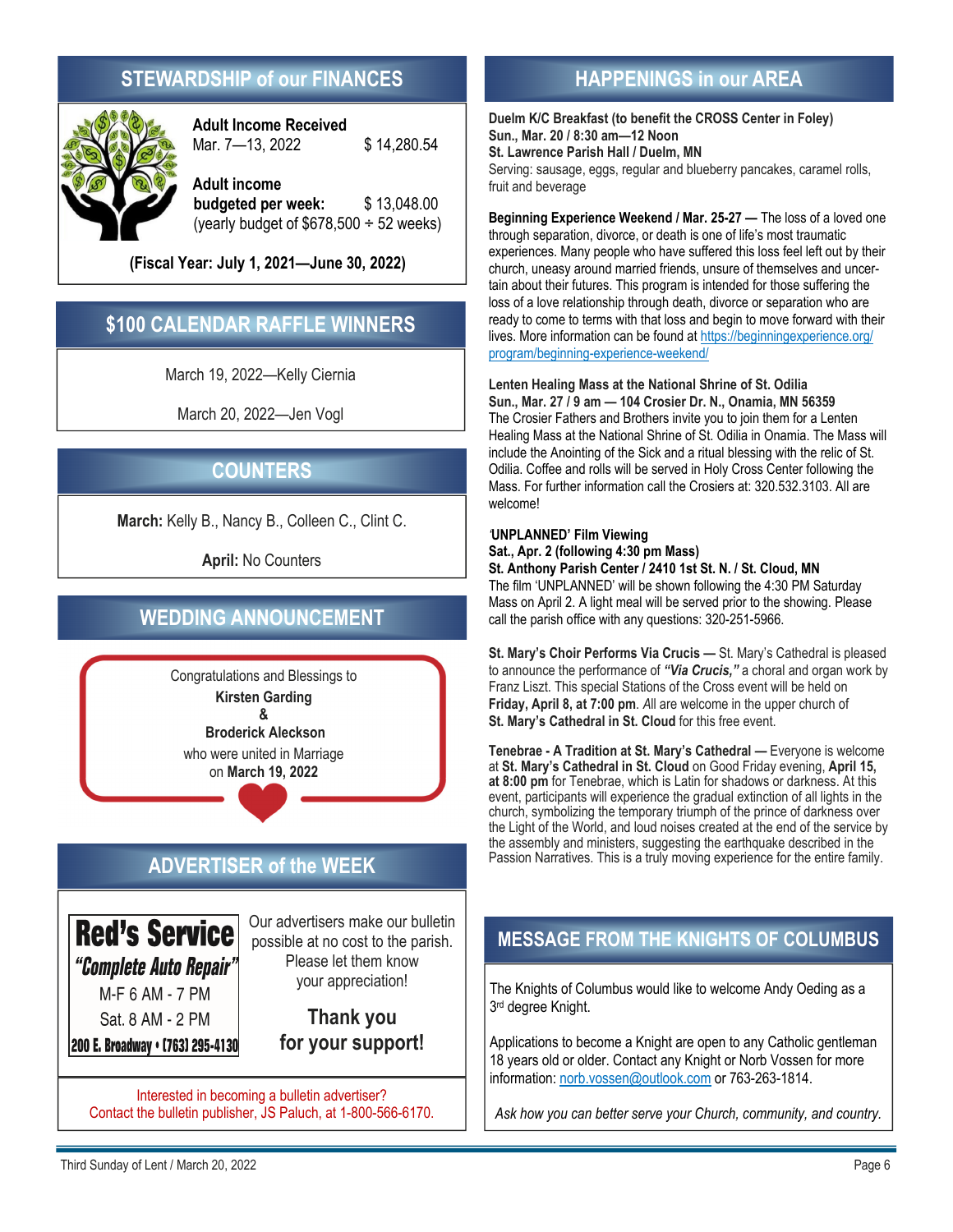## STEWARDSHIP of our FINANCES

**Adult Income Received**
Mar. 7—13, 2022 $ 14,280.54

**Adult income budgeted per week:** $ 13,048.00
(yearly budget of $678,500 ÷ 52 weeks)

**(Fiscal Year: July 1, 2021—June 30, 2022)**

## $100 CALENDAR RAFFLE WINNERS

March 19, 2022—Kelly Ciernia

March 20, 2022—Jen Vogl

## COUNTERS

**March:** Kelly B., Nancy B., Colleen C., Clint C.

**April:** No Counters

## WEDDING ANNOUNCEMENT

Congratulations and Blessings to
**Kirsten Garding**
**&**
**Broderick Aleckson**
who were united in Marriage
on **March 19, 2022**

## ADVERTISER of the WEEK

**Red's Service**
***"Complete Auto Repair"***
M-F 6 AM - 7 PM
Sat. 8 AM - 2 PM
**200 E. Broadway • (763) 295-4130**

Our advertisers make our bulletin possible at no cost to the parish. Please let them know your appreciation!

**Thank you for your support!**

Interested in becoming a bulletin advertiser?
Contact the bulletin publisher, JS Paluch, at 1-800-566-6170.

## HAPPENINGS in our AREA

**Duelm K/C Breakfast (to benefit the CROSS Center in Foley)**
**Sun., Mar. 20 / 8:30 am—12 Noon**
**St. Lawrence Parish Hall / Duelm, MN**
Serving: sausage, eggs, regular and blueberry pancakes, caramel rolls, fruit and beverage

**Beginning Experience Weekend / Mar. 25-27 —** The loss of a loved one through separation, divorce, or death is one of life's most traumatic experiences. Many people who have suffered this loss feel left out by their church, uneasy around married friends, unsure of themselves and uncertain about their futures. This program is intended for those suffering the loss of a love relationship through death, divorce or separation who are ready to come to terms with that loss and begin to move forward with their lives. More information can be found at https://beginningexperience.org/program/beginning-experience-weekend/

**Lenten Healing Mass at the National Shrine of St. Odilia**
**Sun., Mar. 27 / 9 am — 104 Crosier Dr. N., Onamia, MN 56359**
The Crosier Fathers and Brothers invite you to join them for a Lenten Healing Mass at the National Shrine of St. Odilia in Onamia. The Mass will include the Anointing of the Sick and a ritual blessing with the relic of St. Odilia. Coffee and rolls will be served in Holy Cross Center following the Mass. For further information call the Crosiers at: 320.532.3103. All are welcome!

**'UNPLANNED' Film Viewing**
**Sat., Apr. 2 (following 4:30 pm Mass)**
**St. Anthony Parish Center / 2410 1st St. N. / St. Cloud, MN**
The film 'UNPLANNED' will be shown following the 4:30 PM Saturday Mass on April 2. A light meal will be served prior to the showing. Please call the parish office with any questions: 320-251-5966.

**St. Mary's Choir Performs Via Crucis —** St. Mary's Cathedral is pleased to announce the performance of ***"Via Crucis,"*** a choral and organ work by Franz Liszt. This special Stations of the Cross event will be held on **Friday, April 8, at 7:00 pm**. *A*ll are welcome in the upper church of **St. Mary's Cathedral in St. Cloud** for this free event.

**Tenebrae - A Tradition at St. Mary's Cathedral —** Everyone is welcome at **St. Mary's Cathedral in St. Cloud** on Good Friday evening, **April 15, at 8:00 pm** for Tenebrae, which is Latin for shadows or darkness. At this event, participants will experience the gradual extinction of all lights in the church, symbolizing the temporary triumph of the prince of darkness over the Light of the World, and loud noises created at the end of the service by the assembly and ministers, suggesting the earthquake described in the Passion Narratives. This is a truly moving experience for the entire family.

## MESSAGE FROM THE KNIGHTS OF COLUMBUS

The Knights of Columbus would like to welcome Andy Oeding as a 3rd degree Knight.

Applications to become a Knight are open to any Catholic gentleman 18 years old or older. Contact any Knight or Norb Vossen for more information: norb.vossen@outlook.com or 763-263-1814.

*Ask how you can better serve your Church, community, and country.*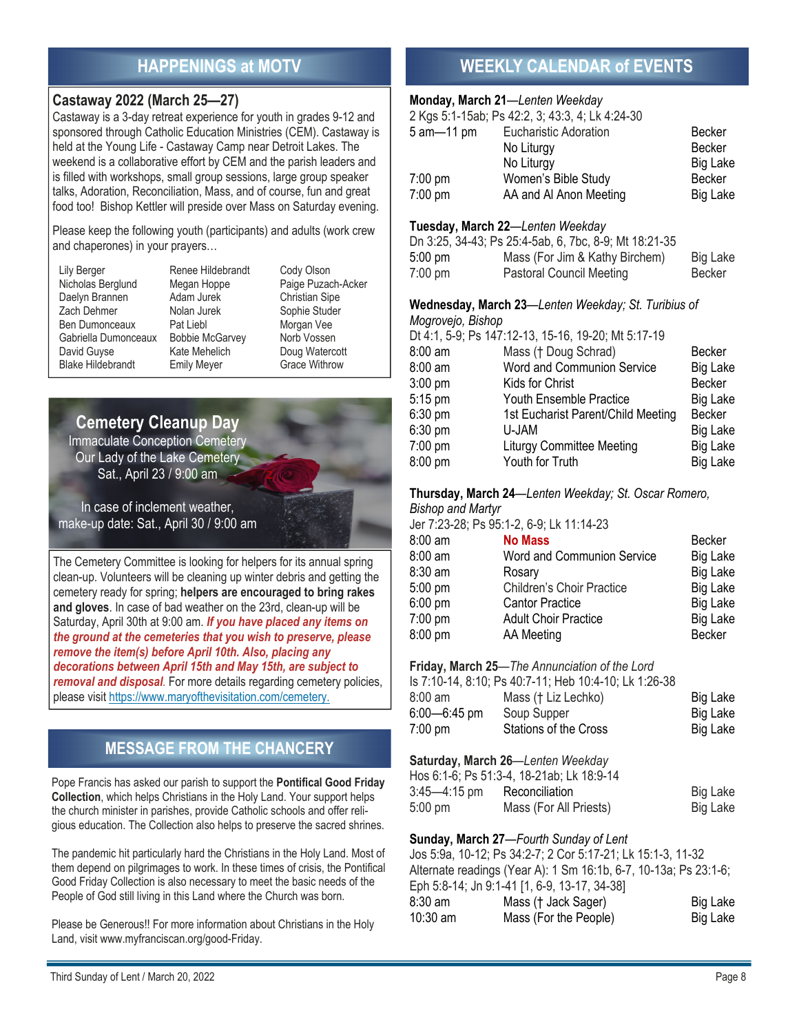## HAPPENINGS at MOTV

### Castaway 2022 (March 25—27)

Castaway is a 3-day retreat experience for youth in grades 9-12 and sponsored through Catholic Education Ministries (CEM). Castaway is held at the Young Life - Castaway Camp near Detroit Lakes. The weekend is a collaborative effort by CEM and the parish leaders and is filled with workshops, small group sessions, large group speaker talks, Adoration, Reconciliation, Mass, and of course, fun and great food too! Bishop Kettler will preside over Mass on Saturday evening.

Please keep the following youth (participants) and adults (work crew and chaperones) in your prayers…

| | | |
|---|---|---|
| Lily Berger | Renee Hildebrandt | Cody Olson |
| Nicholas Berglund | Megan Hoppe | Paige Puzach-Acker |
| Daelyn Brannen | Adam Jurek | Christian Sipe |
| Zach Dehmer | Nolan Jurek | Sophie Studer |
| Ben Dumonceaux | Pat Liebl | Morgan Vee |
| Gabriella Dumonceaux | Bobbie McGarvey | Norb Vossen |
| David Guyse | Kate Mehelich | Doug Watercott |
| Blake Hildebrandt | Emily Meyer | Grace Withrow |

### Cemetery Cleanup Day

Immaculate Conception Cemetery
Our Lady of the Lake Cemetery
Sat., April 23 / 9:00 am

In case of inclement weather,
make-up date: Sat., April 30 / 9:00 am

The Cemetery Committee is looking for helpers for its annual spring clean-up. Volunteers will be cleaning up winter debris and getting the cemetery ready for spring; **helpers are encouraged to bring rakes and gloves**. In case of bad weather on the 23rd, clean-up will be Saturday, April 30th at 9:00 am. ***If you have placed any items on the ground at the cemeteries that you wish to preserve, please remove the item(s) before April 10th. Also, placing any decorations between April 15th and May 15th, are subject to removal and disposal.*** For more details regarding cemetery policies, please visit https://www.maryofthevisitation.com/cemetery.

## MESSAGE FROM THE CHANCERY

Pope Francis has asked our parish to support the **Pontifical Good Friday Collection**, which helps Christians in the Holy Land. Your support helps the church minister in parishes, provide Catholic schools and offer religious education. The Collection also helps to preserve the sacred shrines.

The pandemic hit particularly hard the Christians in the Holy Land. Most of them depend on pilgrimages to work. In these times of crisis, the Pontifical Good Friday Collection is also necessary to meet the basic needs of the People of God still living in this Land where the Church was born.

Please be Generous!! For more information about Christians in the Holy Land, visit www.myfranciscan.org/good-Friday.

## WEEKLY CALENDAR of EVENTS

**Monday, March 21**—*Lenten Weekday*
2 Kgs 5:1-15ab; Ps 42:2, 3; 43:3, 4; Lk 4:24-30

| | | |
|---|---|---|
| 5 am—11 pm | Eucharistic Adoration | Becker |
| | No Liturgy | Becker |
| | No Liturgy | Big Lake |
| 7:00 pm | Women's Bible Study | Becker |
| 7:00 pm | AA and Al Anon Meeting | Big Lake |

**Tuesday, March 22**—*Lenten Weekday*
Dn 3:25, 34-43; Ps 25:4-5ab, 6, 7bc, 8-9; Mt 18:21-35

| | | |
|---|---|---|
| 5:00 pm | Mass (For Jim & Kathy Birchem) | Big Lake |
| 7:00 pm | Pastoral Council Meeting | Becker |

**Wednesday, March 23**—*Lenten Weekday; St. Turibius of Mogrovejo, Bishop*
Dt 4:1, 5-9; Ps 147:12-13, 15-16, 19-20; Mt 5:17-19

| | | |
|---|---|---|
| 8:00 am | Mass († Doug Schrad) | Becker |
| 8:00 am | Word and Communion Service | Big Lake |
| 3:00 pm | Kids for Christ | Becker |
| 5:15 pm | Youth Ensemble Practice | Big Lake |
| 6:30 pm | 1st Eucharist Parent/Child Meeting | Becker |
| 6:30 pm | U-JAM | Big Lake |
| 7:00 pm | Liturgy Committee Meeting | Big Lake |
| 8:00 pm | Youth for Truth | Big Lake |

**Thursday, March 24**—*Lenten Weekday; St. Oscar Romero, Bishop and Martyr*
Jer 7:23-28; Ps 95:1-2, 6-9; Lk 11:14-23

| | | |
|---|---|---|
| 8:00 am | **No Mass** | Becker |
| 8:00 am | Word and Communion Service | Big Lake |
| 8:30 am | Rosary | Big Lake |
| 5:00 pm | Children's Choir Practice | Big Lake |
| 6:00 pm | Cantor Practice | Big Lake |
| 7:00 pm | Adult Choir Practice | Big Lake |
| 8:00 pm | AA Meeting | Becker |

**Friday, March 25**—*The Annunciation of the Lord*
Is 7:10-14, 8:10; Ps 40:7-11; Heb 10:4-10; Lk 1:26-38

| | | |
|---|---|---|
| 8:00 am | Mass († Liz Lechko) | Big Lake |
| 6:00—6:45 pm | Soup Supper | Big Lake |
| 7:00 pm | Stations of the Cross | Big Lake |

**Saturday, March 26**—*Lenten Weekday*
Hos 6:1-6; Ps 51:3-4, 18-21ab; Lk 18:9-14

| | | |
|---|---|---|
| 3:45—4:15 pm | Reconciliation | Big Lake |
| 5:00 pm | Mass (For All Priests) | Big Lake |

**Sunday, March 27**—*Fourth Sunday of Lent*
Jos 5:9a, 10-12; Ps 34:2-7; 2 Cor 5:17-21; Lk 15:1-3, 11-32
Alternate readings (Year A): 1 Sm 16:1b, 6-7, 10-13a; Ps 23:1-6; Eph 5:8-14; Jn 9:1-41 [1, 6-9, 13-17, 34-38]

| | | |
|---|---|---|
| 8:30 am | Mass († Jack Sager) | Big Lake |
| 10:30 am | Mass (For the People) | Big Lake |